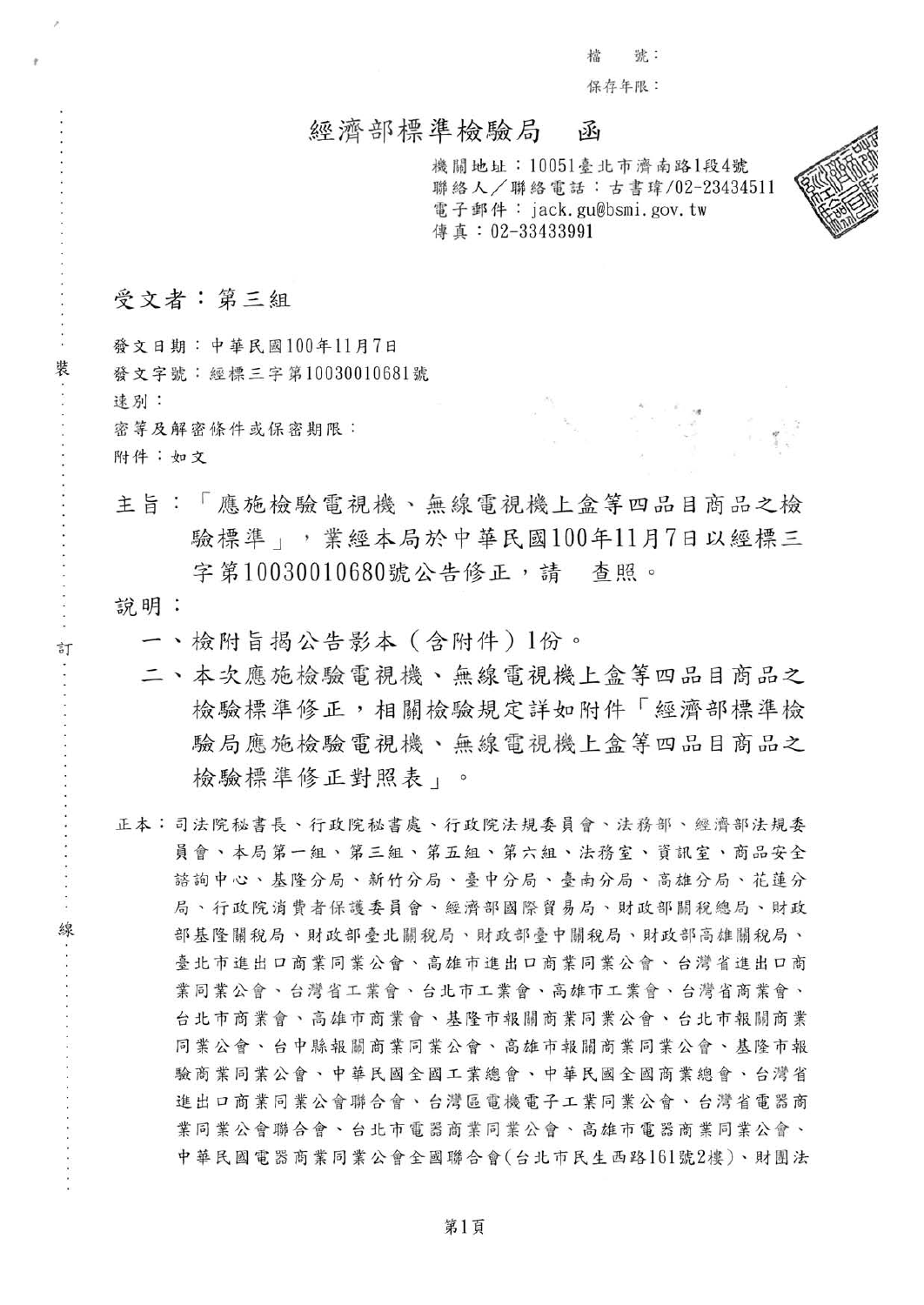檔　號：

保存年限：

# 經濟部標準檢驗局　函

機關地址：10051臺北市濟南路1段4號
聯絡人／聯絡電話：古書瑋/02-23434511
電子郵件：jack.gu@bsmi.gov.tw
傳真：02-33433991

受文者：第三組

發文日期：中華民國100年11月7日
發文字號：經標三字第10030010681號
速別：
密等及解密條件或保密期限：
附件：如文

主旨：「應施檢驗電視機、無線電視機上盒等四品目商品之檢驗標準」，業經本局於中華民國100年11月7日以經標三字第10030010680號公告修正，請　查照。

說明：

一、檢附旨揭公告影本（含附件）1份。

二、本次應施檢驗電視機、無線電視機上盒等四品目商品之檢驗標準修正，相關檢驗規定詳如附件「經濟部標準檢驗局應施檢驗電視機、無線電視機上盒等四品目商品之檢驗標準修正對照表」。

正本：司法院秘書長、行政院秘書處、行政院法規委員會、法務部、經濟部法規委員會、本局第一組、第三組、第五組、第六組、法務室、資訊室、商品安全諮詢中心、基隆分局、新竹分局、臺中分局、臺南分局、高雄分局、花蓮分局、行政院消費者保護委員會、經濟部國際貿易局、財政部關稅總局、財政部基隆關稅局、財政部臺北關稅局、財政部臺中關稅局、財政部高雄關稅局、臺北市進出口商業同業公會、高雄市進出口商業同業公會、台灣省進出口商業同業公會、台灣省工業會、台北市工業會、高雄市工業會、台灣省商業會、台北市商業會、高雄市商業會、基隆市報關商業同業公會、台北市報關商業同業公會、台中縣報關商業同業公會、高雄市報關商業同業公會、基隆市報驗商業同業公會、中華民國全國工業總會、中華民國全國商業總會、台灣省進出口商業同業公會聯合會、台灣區電機電子工業同業公會、台灣省電器商業同業公會聯合會、台北市電器商業同業公會、高雄市電器商業同業公會、中華民國電器商業同業公會全國聯合會(台北市民生西路161號2樓)、財團法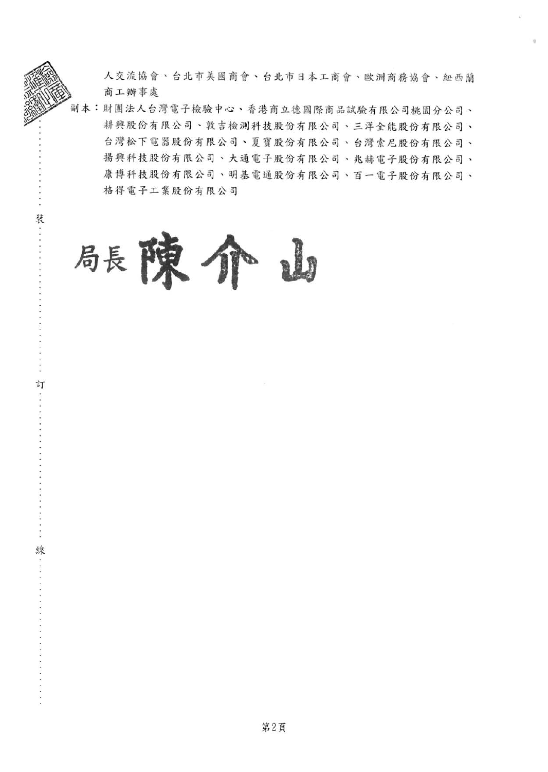人交流協會、台北市美國商會、台北市日本工商會、歐洲商務協會、紐西蘭商工辦事處

副本：財團法人台灣電子檢驗中心、香港商立德國際商品試驗有限公司桃園分公司、耕興股份有限公司、敦吉檢測科技股份有限公司、三洋全能股份有限公司、台灣松下電器股份有限公司、夏寶股份有限公司、台灣索尼股份有限公司、揚興科技股份有限公司、大通電子股份有限公司、兆赫電子股份有限公司、康博科技股份有限公司、明基電通股份有限公司、百一電子股份有限公司、格得電子工業股份有限公司

局長 陳介山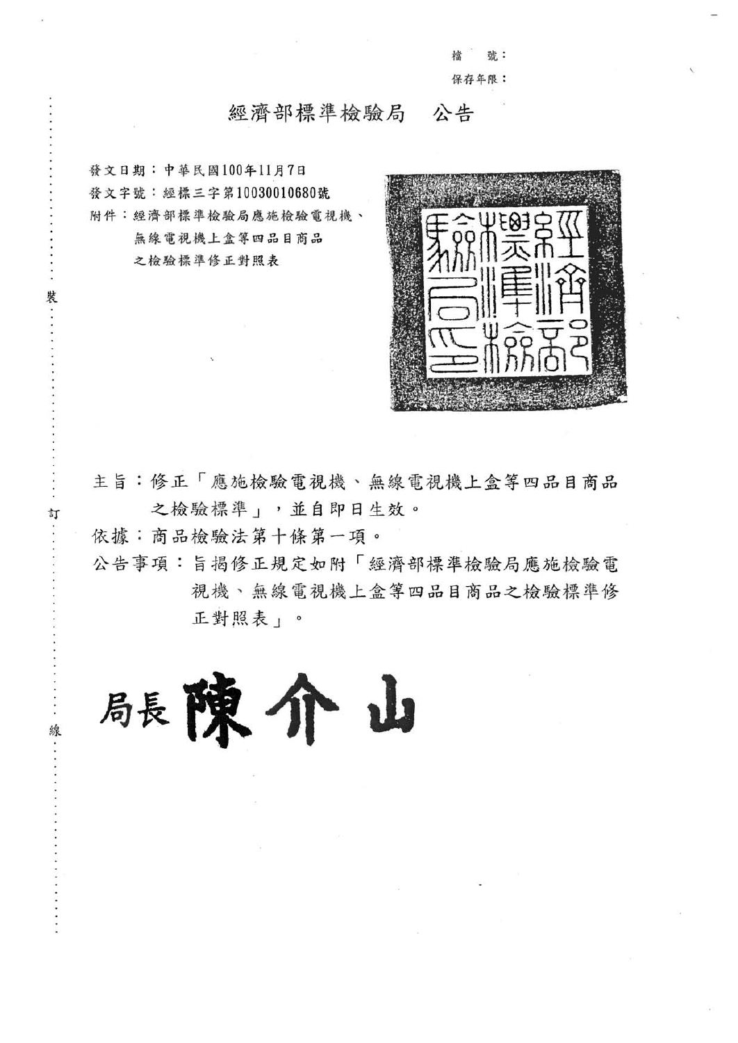檔　號：

保存年限：

# 經濟部標準檢驗局　公告

發文日期：中華民國100年11月7日

發文字號：經標三字第10030010680號

附件：經濟部標準檢驗局應施檢驗電視機、無線電視機上盒等四品目商品之檢驗標準修正對照表

主旨：修正「應施檢驗電視機、無線電視機上盒等四品目商品之檢驗標準」，並自即日生效。

依據：商品檢驗法第十條第一項。

公告事項：旨揭修正規定如附「經濟部標準檢驗局應施檢驗電視機、無線電視機上盒等四品目商品之檢驗標準修正對照表」。

局長 陳介山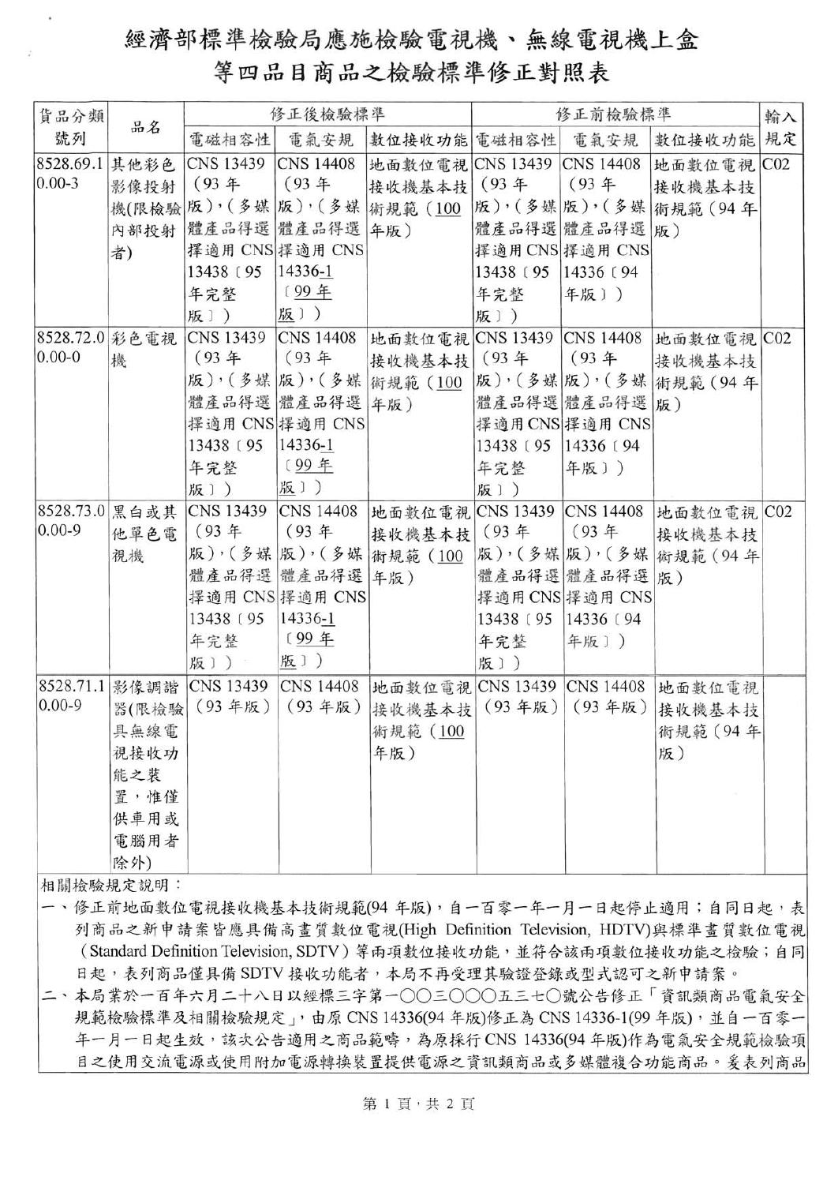# 經濟部標準檢驗局應施檢驗電視機、無線電視機上盒等四品目商品之檢驗標準修正對照表

| 貨品分類號列 | 品名 | 修正後檢驗標準 | | | 修正前檢驗標準 | | | 輸入規定 |
|---|---|---|---|---|---|---|---|---|
| | | 電磁相容性 | 電氣安規 | 數位接收功能 | 電磁相容性 | 電氣安規 | 數位接收功能 | |
| 8528.69.10.00-3 | 其他彩色影像投射機(限檢驗內部投射者) | CNS 13439（93 年版），（多媒體產品得選擇適用 CNS 13438〔95 年完整版〕） | CNS 14408（93 年版），（多媒體產品得選擇適用 CNS 14336-1〔99 年版〕） | 地面數位電視接收機基本技術規範（100 年版） | CNS 13439（93 年版），（多媒體產品得選擇適用 CNS 13438〔95 年完整版〕） | CNS 14408（93 年版），（多媒體產品得選擇適用 CNS 14336〔94 年版〕） | 地面數位電視接收機基本技術規範（94 年版） | C02 |
| 8528.72.00.00-0 | 彩色電視機 | CNS 13439（93 年版），（多媒體產品得選擇適用 CNS 13438〔95 年完整版〕） | CNS 14408（93 年版），（多媒體產品得選擇適用 CNS 14336-1〔99 年版〕） | 地面數位電視接收機基本技術規範（100 年版） | CNS 13439（93 年版），（多媒體產品得選擇適用 CNS 13438〔95 年完整版〕） | CNS 14408（93 年版），（多媒體產品得選擇適用 CNS 14336〔94 年版〕） | 地面數位電視接收機基本技術規範（94 年版） | C02 |
| 8528.73.00.00-9 | 黑白或其他單色電視機 | CNS 13439（93 年版），（多媒體產品得選擇適用 CNS 13438〔95 年完整版〕） | CNS 14408（93 年版），（多媒體產品得選擇適用 CNS 14336-1〔99 年版〕） | 地面數位電視接收機基本技術規範（100 年版） | CNS 13439（93 年版），（多媒體產品得選擇適用 CNS 13438〔95 年完整版〕） | CNS 14408（93 年版），（多媒體產品得選擇適用 CNS 14336〔94 年版〕） | 地面數位電視接收機基本技術規範（94 年版） | C02 |
| 8528.71.10.00-9 | 影像調諧器(限檢驗具無線電視接收功能之裝置，惟僅供車用或電腦用者除外) | CNS 13439（93 年版） | CNS 14408（93 年版） | 地面數位電視接收機基本技術規範（100 年版） | CNS 13439（93 年版） | CNS 14408（93 年版） | 地面數位電視接收機基本技術規範（94 年版） | |

相關檢驗規定說明：

一、修正前地面數位電視接收機基本技術規範(94 年版)，自一百零一年一月一日起停止適用；自同日起，表列商品之新申請案皆應具備高畫質數位電視(High Definition Television, HDTV)與標準畫質數位電視（Standard Definition Television, SDTV）等兩項數位接收功能，並符合該兩項數位接收功能之檢驗；自同日起，表列商品僅具備 SDTV 接收功能者，本局不再受理其驗證登錄或型式認可之新申請案。

二、本局業於一百年六月二十八日以經標三字第一〇〇三〇〇〇五三七〇號公告修正「資訊類商品電氣安全規範檢驗標準及相關檢驗規定」，由原 CNS 14336(94 年版)修正為 CNS 14336-1(99 年版)，並自一百零一年一月一日起生效，該次公告適用之商品範疇，為原採行 CNS 14336(94 年版)作為電氣安全規範檢驗項目之使用交流電源或使用附加電源轉換裝置提供電源之資訊類商品或多媒體複合功能商品。爰表列商品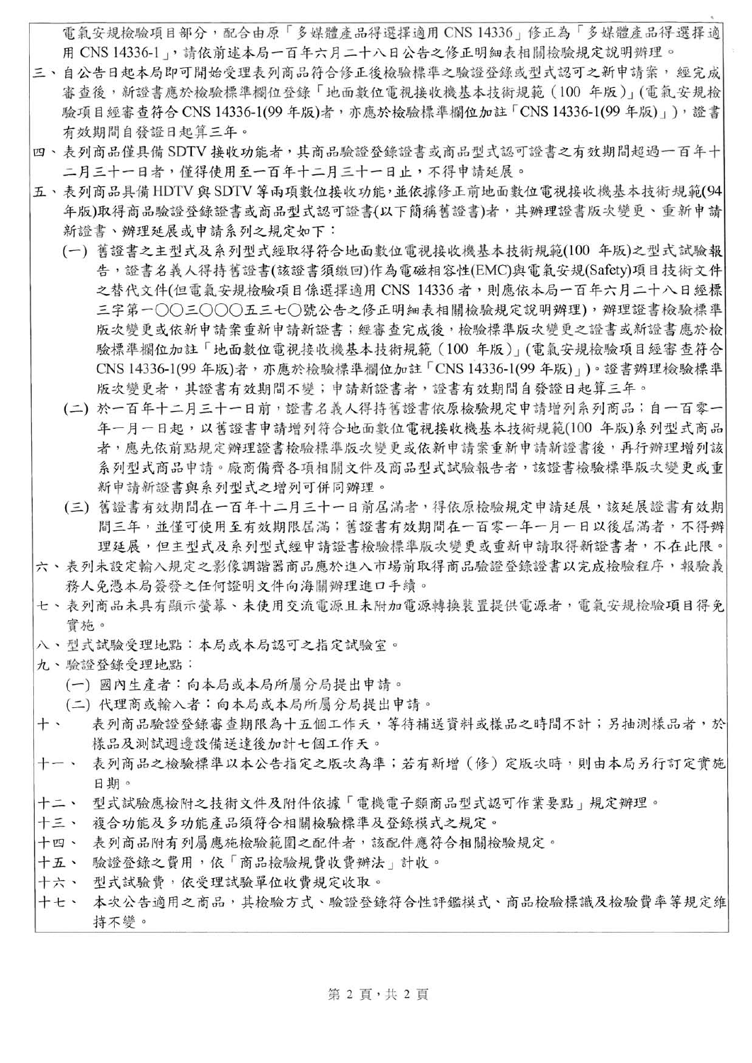電氣安規檢驗項目部分，配合由原「多媒體產品得選擇適用 CNS 14336」修正為「多媒體產品得選擇適用 CNS 14336-1」，請依前述本局一百年六月二十八日公告之修正明細表相關檢驗規定說明辦理。

三、自公告日起本局即可開始受理表列商品符合修正後檢驗標準之驗證登錄或型式認可之新申請案，經完成審查後，新證書應於檢驗標準欄位登錄「地面數位電視接收機基本技術規範（100 年版）」(電氣安規檢驗項目經審查符合 CNS 14336-1(99 年版)者，亦應於檢驗標準欄位加註「CNS 14336-1(99 年版)」)，證書有效期間自發證日起算三年。

四、表列商品僅具備 SDTV 接收功能者，其商品驗證登錄證書或商品型式認可證書之有效期間超過一百年十二月三十一日者，僅得使用至一百年十二月三十一日止，不得申請延展。

五、表列商品具備 HDTV 與 SDTV 等兩項數位接收功能，並依據修正前地面數位電視接收機基本技術規範(94 年版)取得商品驗證登錄證書或商品型式認可證書(以下簡稱舊證書)者，其辦理證書版次變更、重新申請新證書、辦理延展或申請系列之規定如下：

(一) 舊證書之主型式及系列型式經取得符合地面數位電視接收機基本技術規範(100 年版)之型式試驗報告，證書名義人得持舊證書(該證書須繳回)作為電磁相容性(EMC)與電氣安規(Safety)項目技術文件之替代文件(但電氣安規檢驗項目係選擇適用 CNS 14336 者，則應依本局一百年六月二十八日經標三字第一〇〇三〇〇〇五三七〇號公告之修正明細表相關檢驗規定說明辦理)，辦理證書檢驗標準版次變更或依新申請案重新申請新證書；經審查完成後，檢驗標準版次變更之證書或新證書應於檢驗標準欄位加註「地面數位電視接收機基本技術規範（100 年版）」(電氣安規檢驗項目經審查符合 CNS 14336-1(99 年版)者，亦應於檢驗標準欄位加註「CNS 14336-1(99 年版)」)。證書辦理檢驗標準版次變更者，其證書有效期間不變；申請新證書者，證書有效期間自發證日起算三年。

(二) 於一百年十二月三十一日前，證書名義人得持舊證書依原檢驗規定申請增列系列商品；自一百零一年一月一日起，以舊證書申請增列符合地面數位電視接收機基本技術規範(100 年版)系列型式商品者，應先依前點規定辦理證書檢驗標準版次變更或依新申請案重新申請新證書後，再行辦理增列該系列型式商品申請。廠商備齊各項相關文件及商品型式試驗報告者，該證書檢驗標準版次變更或重新申請新證書與系列型式之增列可併同辦理。

(三) 舊證書有效期間在一百年十二月三十一日前屆滿者，得依原檢驗規定申請延展，該延展證書有效期間三年，並僅可使用至有效期限屆滿；舊證書有效期間在一百零一年一月一日以後屆滿者，不得辦理延展，但主型式及系列型式經申請證書檢驗標準版次變更或重新申請取得新證書者，不在此限。

六、表列未設定輸入規定之影像調諧器商品應於進入市場前取得商品驗證登錄證書以完成檢驗程序，報驗義務人免憑本局簽發之任何證明文件向海關辦理進口手續。

七、表列商品未具有顯示螢幕、未使用交流電源且未附加電源轉換裝置提供電源者，電氣安規檢驗項目得免實施。

八、型式試驗受理地點：本局或本局認可之指定試驗室。

九、驗證登錄受理地點：

(一) 國內生產者：向本局或本局所屬分局提出申請。

(二) 代理商或輸入者：向本局或本局所屬分局提出申請。

十、 表列商品驗證登錄審查期限為十五個工作天，等待補送資料或樣品之時間不計；另抽測樣品者，於樣品及測試週邊設備送達後加計七個工作天。

十一、 表列商品之檢驗標準以本公告指定之版次為準；若有新增（修）定版次時，則由本局另行訂定實施日期。

十二、 型式試驗應檢附之技術文件及附件依據「電機電子類商品型式認可作業要點」規定辦理。

十三、 複合功能及多功能產品須符合相關檢驗標準及登錄模式之規定。

十四、 表列商品附有列屬應施檢驗範圍之配件者，該配件應符合相關檢驗規定。

十五、 驗證登錄之費用，依「商品檢驗規費收費辦法」計收。

十六、 型式試驗費，依受理試驗單位收費規定收取。

十七、 本次公告適用之商品，其檢驗方式、驗證登錄符合性評鑑模式、商品檢驗標識及檢驗費率等規定維持不變。